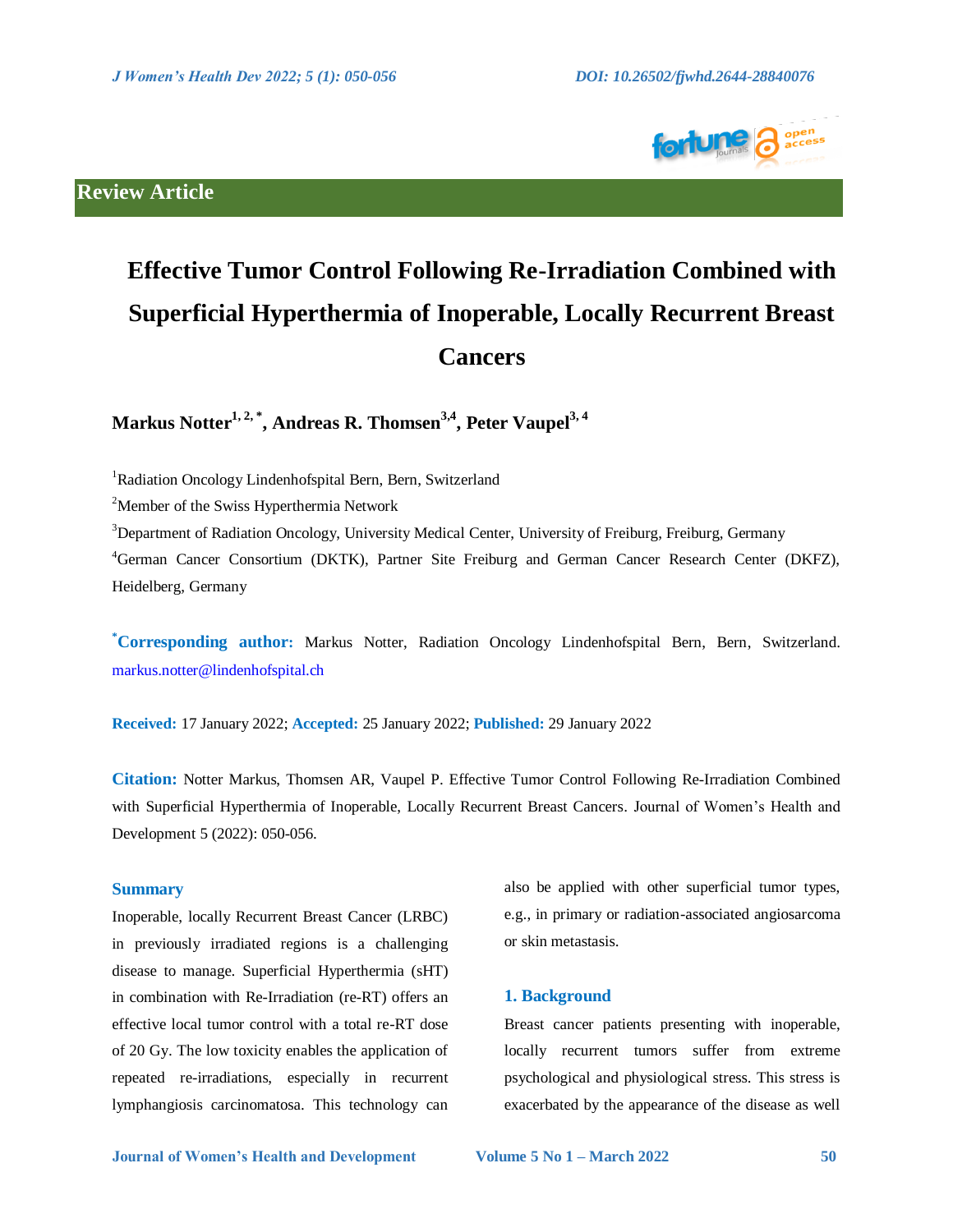Review Article

# Effective Tumor Control Following Re-Irradiation Combined with Superficial Hyperthermia of Inoperable, Locally Recurrent Breast Cancers

**Markus Notter[1, 2, *], Andreas R. Thomsen[3,4], Peter Vaupel[3, 4]**

[1]Radiation Oncology Lindenhofspital Bern, Bern, Switzerland

[2]Member of the Swiss Hyperthermia Network

[3]Department of Radiation Oncology, University Medical Center, University of Freiburg, Freiburg, Germany

[4]German Cancer Consortium (DKTK), Partner Site Freiburg and German Cancer Research Center (DKFZ), Heidelberg, Germany

**[*]Corresponding author:** Markus Notter, Radiation Oncology Lindenhofspital Bern, Bern, Switzerland. markus.notter@lindenhofspital.ch

**Received:** 17 January 2022; **Accepted:** 25 January 2022; **Published:** 29 January 2022

**Citation:** Notter Markus, Thomsen AR, Vaupel P. Effective Tumor Control Following Re-Irradiation Combined with Superficial Hyperthermia of Inoperable, Locally Recurrent Breast Cancers. Journal of Women's Health and Development 5 (2022): 050-056.

## Summary

Inoperable, locally Recurrent Breast Cancer (LRBC) in previously irradiated regions is a challenging disease to manage. Superficial Hyperthermia (sHT) in combination with Re-Irradiation (re-RT) offers an effective local tumor control with a total re-RT dose of 20 Gy. The low toxicity enables the application of repeated re-irradiations, especially in recurrent lymphangiosis carcinomatosa. This technology can also be applied with other superficial tumor types, e.g., in primary or radiation-associated angiosarcoma or skin metastasis.

## 1. Background

Breast cancer patients presenting with inoperable, locally recurrent tumors suffer from extreme psychological and physiological stress. This stress is exacerbated by the appearance of the disease as well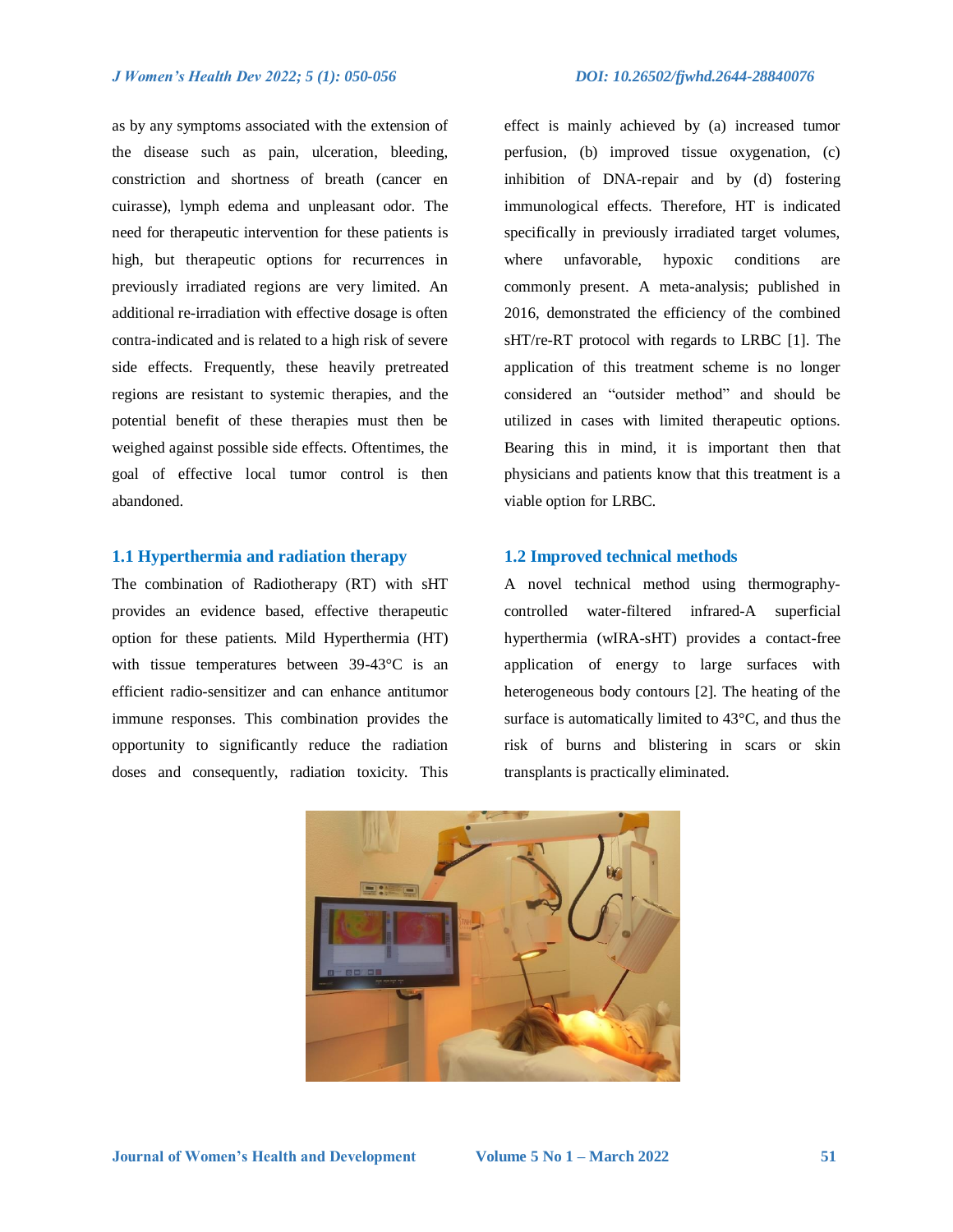as by any symptoms associated with the extension of the disease such as pain, ulceration, bleeding, constriction and shortness of breath (cancer en cuirasse), lymph edema and unpleasant odor. The need for therapeutic intervention for these patients is high, but therapeutic options for recurrences in previously irradiated regions are very limited. An additional re-irradiation with effective dosage is often contra-indicated and is related to a high risk of severe side effects. Frequently, these heavily pretreated regions are resistant to systemic therapies, and the potential benefit of these therapies must then be weighed against possible side effects. Oftentimes, the goal of effective local tumor control is then abandoned.

## 1.1 Hyperthermia and radiation therapy

The combination of Radiotherapy (RT) with sHT provides an evidence based, effective therapeutic option for these patients. Mild Hyperthermia (HT) with tissue temperatures between 39-43°C is an efficient radio-sensitizer and can enhance antitumor immune responses. This combination provides the opportunity to significantly reduce the radiation doses and consequently, radiation toxicity. This effect is mainly achieved by (a) increased tumor perfusion, (b) improved tissue oxygenation, (c) inhibition of DNA-repair and by (d) fostering immunological effects. Therefore, HT is indicated specifically in previously irradiated target volumes, where unfavorable, hypoxic conditions are commonly present. A meta-analysis; published in 2016, demonstrated the efficiency of the combined sHT/re-RT protocol with regards to LRBC [1]. The application of this treatment scheme is no longer considered an "outsider method" and should be utilized in cases with limited therapeutic options. Bearing this in mind, it is important then that physicians and patients know that this treatment is a viable option for LRBC.

## 1.2 Improved technical methods

A novel technical method using thermography-controlled water-filtered infrared-A superficial hyperthermia (wIRA-sHT) provides a contact-free application of energy to large surfaces with heterogeneous body contours [2]. The heating of the surface is automatically limited to 43°C, and thus the risk of burns and blistering in scars or skin transplants is practically eliminated.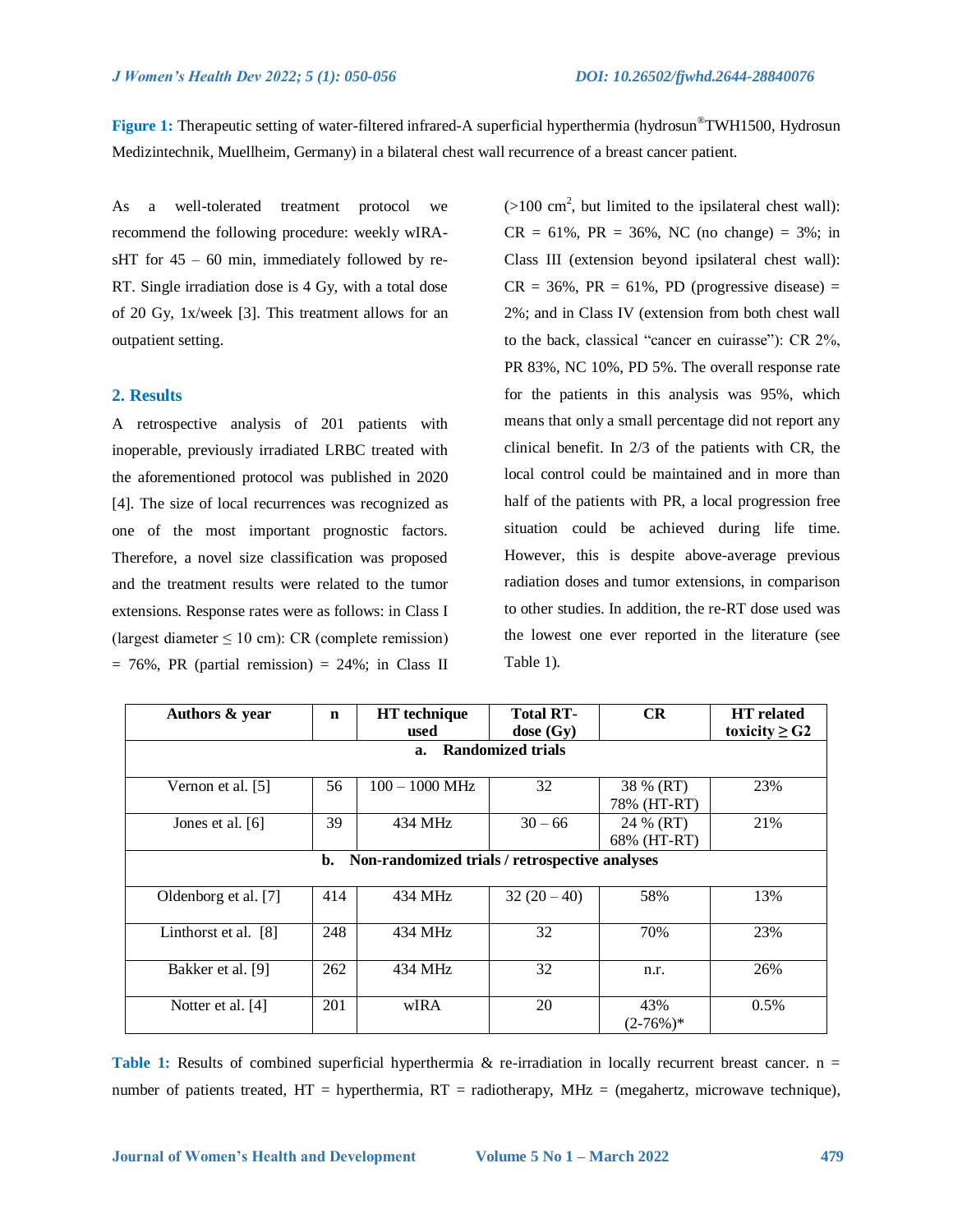**Figure 1:** Therapeutic setting of water-filtered infrared-A superficial hyperthermia (hydrosun®TWH1500, Hydrosun Medizintechnik, Muellheim, Germany) in a bilateral chest wall recurrence of a breast cancer patient.

As a well-tolerated treatment protocol we recommend the following procedure: weekly wIRA-sHT for 45 – 60 min, immediately followed by re-RT. Single irradiation dose is 4 Gy, with a total dose of 20 Gy, 1x/week [3]. This treatment allows for an outpatient setting.

## 2. Results

A retrospective analysis of 201 patients with inoperable, previously irradiated LRBC treated with the aforementioned protocol was published in 2020 [4]. The size of local recurrences was recognized as one of the most important prognostic factors. Therefore, a novel size classification was proposed and the treatment results were related to the tumor extensions. Response rates were as follows: in Class I (largest diameter ≤ 10 cm): CR (complete remission) = 76%, PR (partial remission) = 24%; in Class II (>100 cm$^2$, but limited to the ipsilateral chest wall): CR = 61%, PR = 36%, NC (no change) = 3%; in Class III (extension beyond ipsilateral chest wall): CR = 36%, PR = 61%, PD (progressive disease) = 2%; and in Class IV (extension from both chest wall to the back, classical "cancer en cuirasse"): CR 2%, PR 83%, NC 10%, PD 5%. The overall response rate for the patients in this analysis was 95%, which means that only a small percentage did not report any clinical benefit. In 2/3 of the patients with CR, the local control could be maintained and in more than half of the patients with PR, a local progression free situation could be achieved during life time. However, this is despite above-average previous radiation doses and tumor extensions, in comparison to other studies. In addition, the re-RT dose used was the lowest one ever reported in the literature (see Table 1).

| Authors & year | n | HT technique used | Total RT-dose (Gy) | CR | HT related toxicity ≥ G2 |
|---|---|---|---|---|---|
| **a. Randomized trials** | | | | | |
| Vernon et al. [5] | 56 | 100 – 1000 MHz | 32 | 38 % (RT) 78% (HT-RT) | 23% |
| Jones et al. [6] | 39 | 434 MHz | 30 – 66 | 24 % (RT) 68% (HT-RT) | 21% |
| **b. Non-randomized trials / retrospective analyses** | | | | | |
| Oldenborg et al. [7] | 414 | 434 MHz | 32 (20 – 40) | 58% | 13% |
| Linthorst et al. [8] | 248 | 434 MHz | 32 | 70% | 23% |
| Bakker et al. [9] | 262 | 434 MHz | 32 | n.r. | 26% |
| Notter et al. [4] | 201 | wIRA | 20 | 43% (2-76%)* | 0.5% |

**Table 1:** Results of combined superficial hyperthermia & re-irradiation in locally recurrent breast cancer. n = number of patients treated, HT = hyperthermia, RT = radiotherapy, MHz = (megahertz, microwave technique),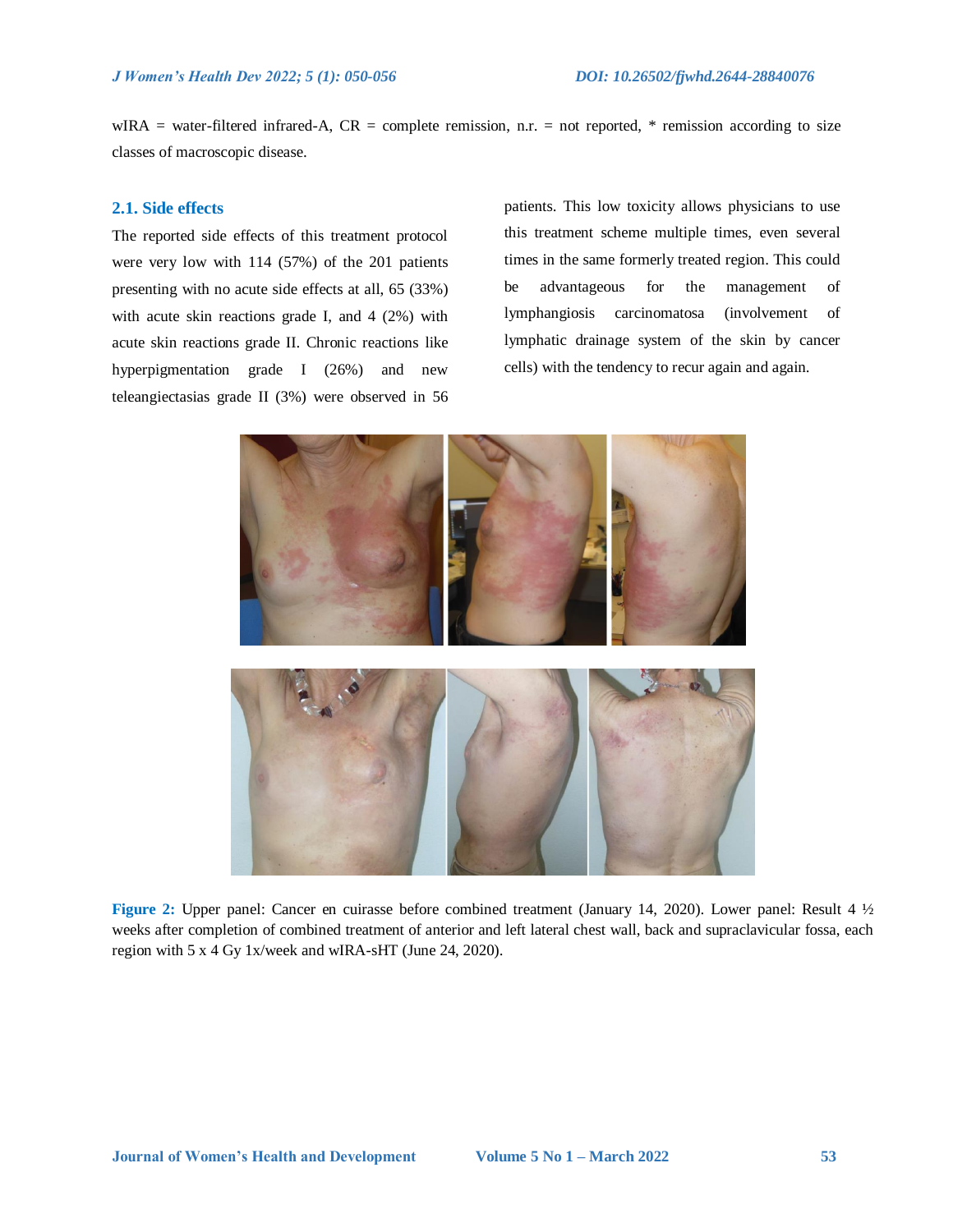wIRA = water-filtered infrared-A, CR = complete remission, n.r. = not reported, * remission according to size classes of macroscopic disease.

### 2.1. Side effects

The reported side effects of this treatment protocol were very low with 114 (57%) of the 201 patients presenting with no acute side effects at all, 65 (33%) with acute skin reactions grade I, and 4 (2%) with acute skin reactions grade II. Chronic reactions like hyperpigmentation grade I (26%) and new teleangiectasias grade II (3%) were observed in 56 patients. This low toxicity allows physicians to use this treatment scheme multiple times, even several times in the same formerly treated region. This could be advantageous for the management of lymphangiosis carcinomatosa (involvement of lymphatic drainage system of the skin by cancer cells) with the tendency to recur again and again.

**Figure 2:** Upper panel: Cancer en cuirasse before combined treatment (January 14, 2020). Lower panel: Result 4 ½ weeks after completion of combined treatment of anterior and left lateral chest wall, back and supraclavicular fossa, each region with 5 x 4 Gy 1x/week and wIRA-sHT (June 24, 2020).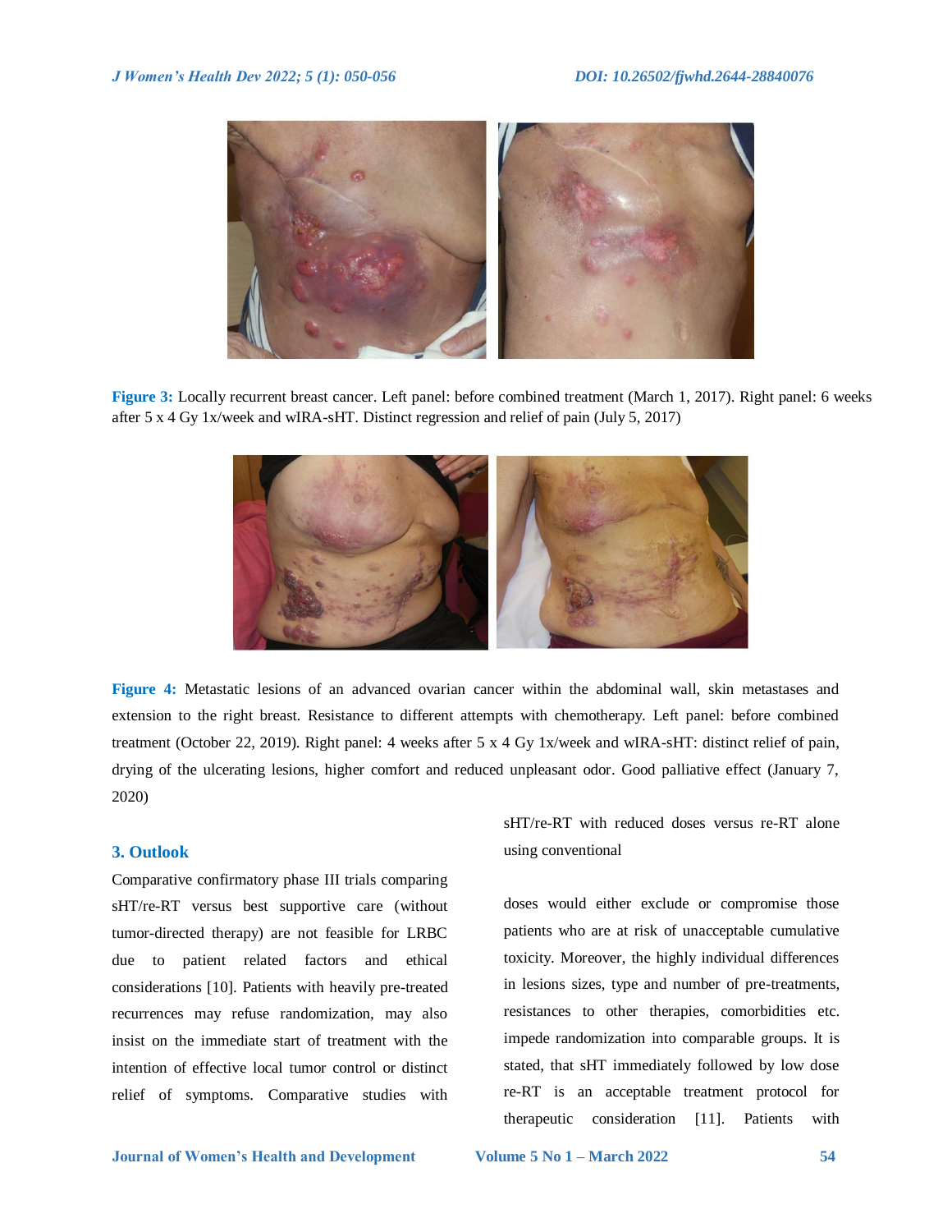**Figure 3:** Locally recurrent breast cancer. Left panel: before combined treatment (March 1, 2017). Right panel: 6 weeks after 5 x 4 Gy 1x/week and wIRA-sHT. Distinct regression and relief of pain (July 5, 2017)

**Figure 4:** Metastatic lesions of an advanced ovarian cancer within the abdominal wall, skin metastases and extension to the right breast. Resistance to different attempts with chemotherapy. Left panel: before combined treatment (October 22, 2019). Right panel: 4 weeks after 5 x 4 Gy 1x/week and wIRA-sHT: distinct relief of pain, drying of the ulcerating lesions, higher comfort and reduced unpleasant odor. Good palliative effect (January 7, 2020)

## 3. Outlook

Comparative confirmatory phase III trials comparing sHT/re-RT versus best supportive care (without tumor-directed therapy) are not feasible for LRBC due to patient related factors and ethical considerations [10]. Patients with heavily pre-treated recurrences may refuse randomization, may also insist on the immediate start of treatment with the intention of effective local tumor control or distinct relief of symptoms. Comparative studies with sHT/re-RT with reduced doses versus re-RT alone using conventional doses would either exclude or compromise those patients who are at risk of unacceptable cumulative toxicity. Moreover, the highly individual differences in lesions sizes, type and number of pre-treatments, resistances to other therapies, comorbidities etc. impede randomization into comparable groups. It is stated, that sHT immediately followed by low dose re-RT is an acceptable treatment protocol for therapeutic consideration [11]. Patients with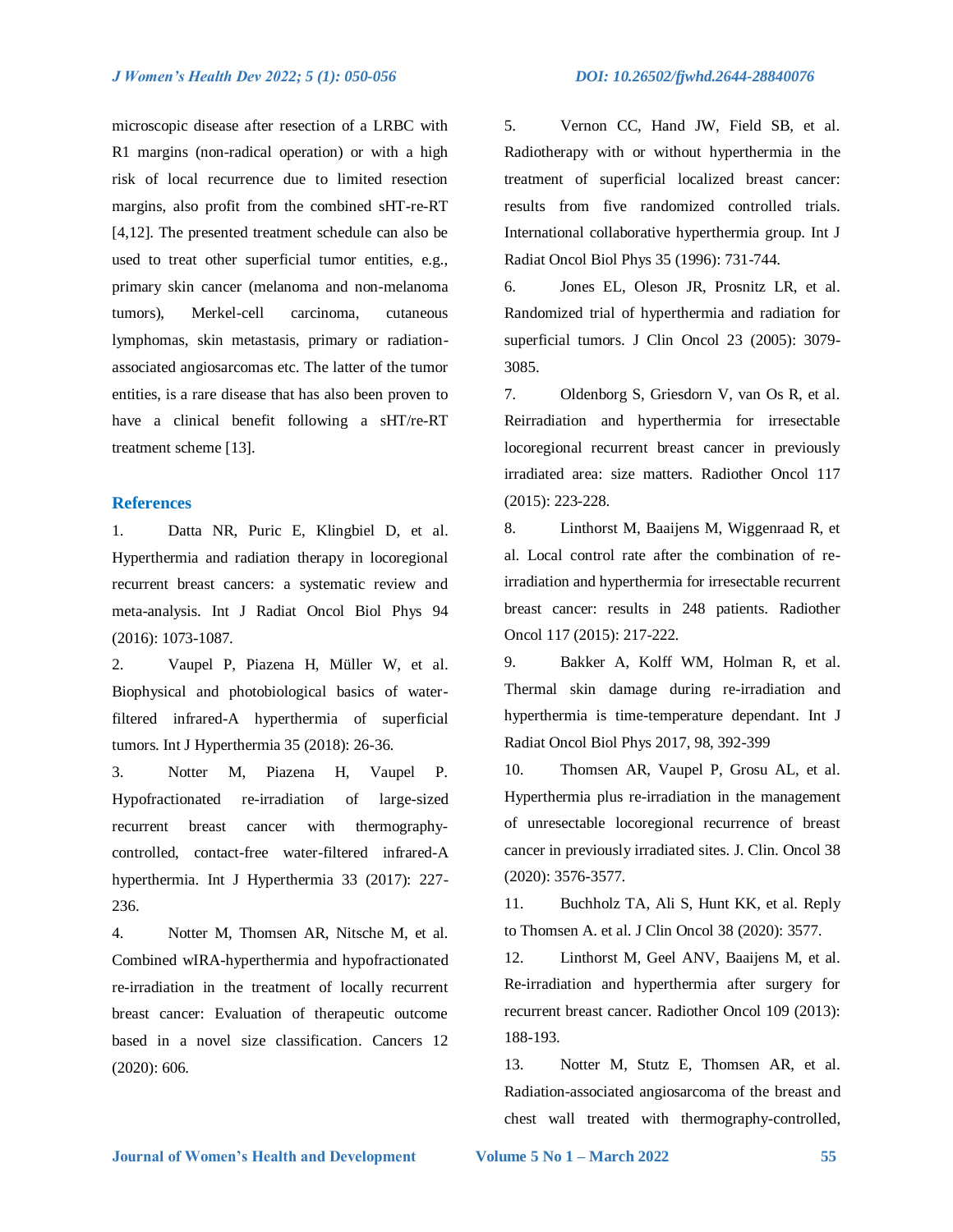microscopic disease after resection of a LRBC with R1 margins (non-radical operation) or with a high risk of local recurrence due to limited resection margins, also profit from the combined sHT-re-RT [4,12]. The presented treatment schedule can also be used to treat other superficial tumor entities, e.g., primary skin cancer (melanoma and non-melanoma tumors), Merkel-cell carcinoma, cutaneous lymphomas, skin metastasis, primary or radiation-associated angiosarcomas etc. The latter of the tumor entities, is a rare disease that has also been proven to have a clinical benefit following a sHT/re-RT treatment scheme [13].

## References

1. Datta NR, Puric E, Klingbiel D, et al. Hyperthermia and radiation therapy in locoregional recurrent breast cancers: a systematic review and meta-analysis. Int J Radiat Oncol Biol Phys 94 (2016): 1073-1087.
2. Vaupel P, Piazena H, Müller W, et al. Biophysical and photobiological basics of water-filtered infrared-A hyperthermia of superficial tumors. Int J Hyperthermia 35 (2018): 26-36.
3. Notter M, Piazena H, Vaupel P. Hypofractionated re-irradiation of large-sized recurrent breast cancer with thermography-controlled, contact-free water-filtered infrared-A hyperthermia. Int J Hyperthermia 33 (2017): 227-236.
4. Notter M, Thomsen AR, Nitsche M, et al. Combined wIRA-hyperthermia and hypofractionated re-irradiation in the treatment of locally recurrent breast cancer: Evaluation of therapeutic outcome based in a novel size classification. Cancers 12 (2020): 606.
5. Vernon CC, Hand JW, Field SB, et al. Radiotherapy with or without hyperthermia in the treatment of superficial localized breast cancer: results from five randomized controlled trials. International collaborative hyperthermia group. Int J Radiat Oncol Biol Phys 35 (1996): 731-744.
6. Jones EL, Oleson JR, Prosnitz LR, et al. Randomized trial of hyperthermia and radiation for superficial tumors. J Clin Oncol 23 (2005): 3079-3085.
7. Oldenborg S, Griesdorn V, van Os R, et al. Reirradiation and hyperthermia for irresectable locoregional recurrent breast cancer in previously irradiated area: size matters. Radiother Oncol 117 (2015): 223-228.
8. Linthorst M, Baaijens M, Wiggenraad R, et al. Local control rate after the combination of re-irradiation and hyperthermia for irresectable recurrent breast cancer: results in 248 patients. Radiother Oncol 117 (2015): 217-222.
9. Bakker A, Kolff WM, Holman R, et al. Thermal skin damage during re-irradiation and hyperthermia is time-temperature dependant. Int J Radiat Oncol Biol Phys 2017, 98, 392-399
10. Thomsen AR, Vaupel P, Grosu AL, et al. Hyperthermia plus re-irradiation in the management of unresectable locoregional recurrence of breast cancer in previously irradiated sites. J. Clin. Oncol 38 (2020): 3576-3577.
11. Buchholz TA, Ali S, Hunt KK, et al. Reply to Thomsen A. et al. J Clin Oncol 38 (2020): 3577.
12. Linthorst M, Geel ANV, Baaijens M, et al. Re-irradiation and hyperthermia after surgery for recurrent breast cancer. Radiother Oncol 109 (2013): 188-193.
13. Notter M, Stutz E, Thomsen AR, et al. Radiation-associated angiosarcoma of the breast and chest wall treated with thermography-controlled,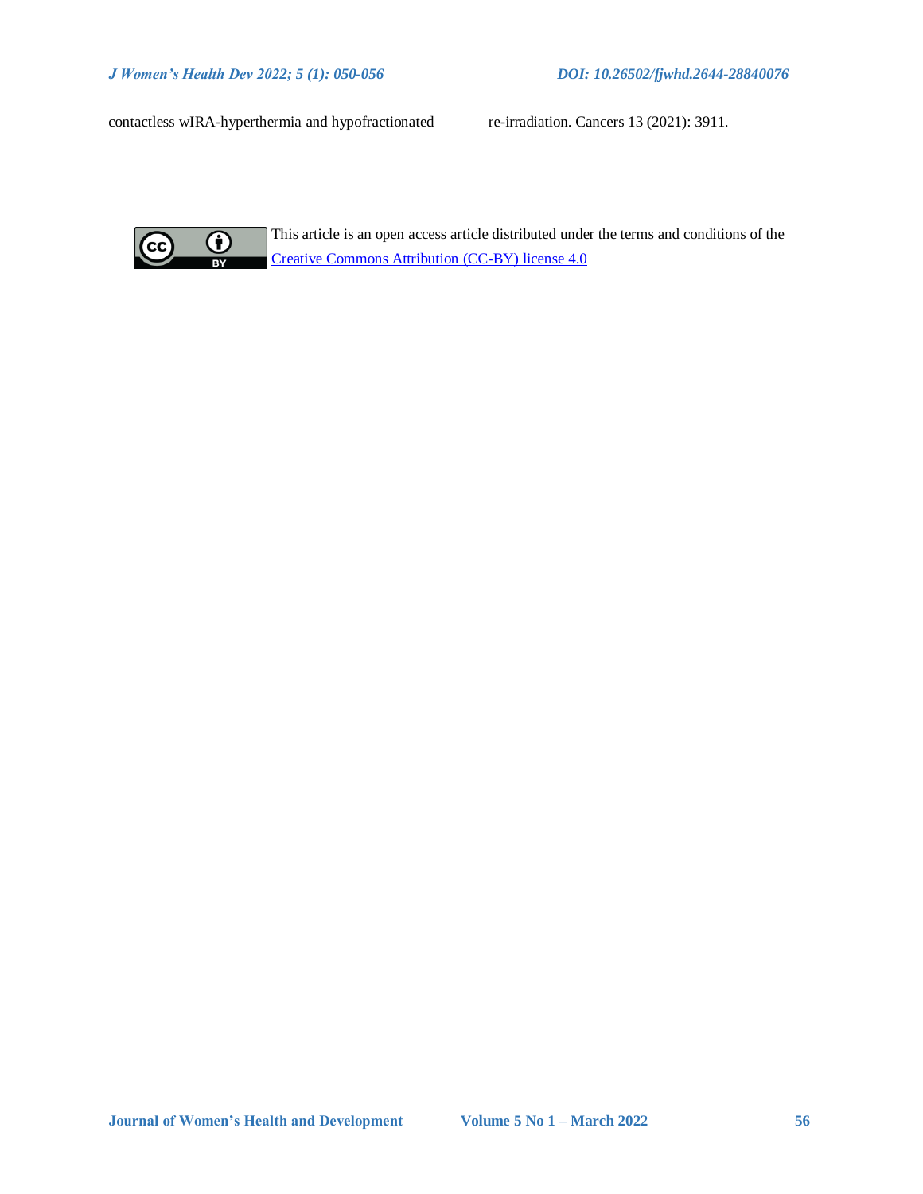contactless wIRA-hyperthermia and hypofractionated re-irradiation. Cancers 13 (2021): 3911.

This article is an open access article distributed under the terms and conditions of the Creative Commons Attribution (CC-BY) license 4.0